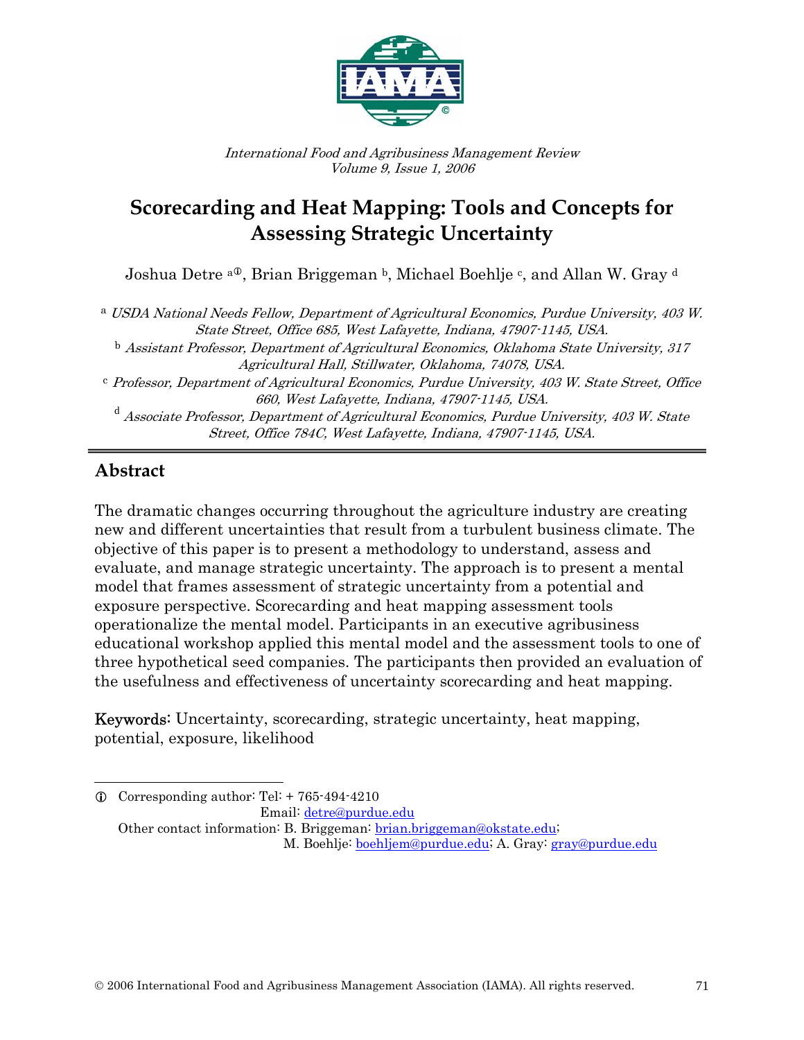*International Food and Agribusiness Management Review*
*Volume 9, Issue 1, 2006*

# Scorecarding and Heat Mapping: Tools and Concepts for Assessing Strategic Uncertainty

Joshua Detre [a①], Brian Briggeman [b], Michael Boehlje [c], and Allan W. Gray [d]

[a] *USDA National Needs Fellow, Department of Agricultural Economics, Purdue University, 403 W. State Street, Office 685, West Lafayette, Indiana, 47907-1145, USA.*

[b] *Assistant Professor, Department of Agricultural Economics, Oklahoma State University, 317 Agricultural Hall, Stillwater, Oklahoma, 74078, USA.*

[c] *Professor, Department of Agricultural Economics, Purdue University, 403 W. State Street, Office 660, West Lafayette, Indiana, 47907-1145, USA.*

[d] *Associate Professor, Department of Agricultural Economics, Purdue University, 403 W. State Street, Office 784C, West Lafayette, Indiana, 47907-1145, USA.*

## Abstract

The dramatic changes occurring throughout the agriculture industry are creating new and different uncertainties that result from a turbulent business climate. The objective of this paper is to present a methodology to understand, assess and evaluate, and manage strategic uncertainty. The approach is to present a mental model that frames assessment of strategic uncertainty from a potential and exposure perspective. Scorecarding and heat mapping assessment tools operationalize the mental model. Participants in an executive agribusiness educational workshop applied this mental model and the assessment tools to one of three hypothetical seed companies. The participants then provided an evaluation of the usefulness and effectiveness of uncertainty scorecarding and heat mapping.

**Keywords:** Uncertainty, scorecarding, strategic uncertainty, heat mapping, potential, exposure, likelihood

---

① Corresponding author: Tel: + 765-494-4210
Email: detre@purdue.edu
Other contact information: B. Briggeman: brian.briggeman@okstate.edu; M. Boehlje: boehljem@purdue.edu; A. Gray: gray@purdue.edu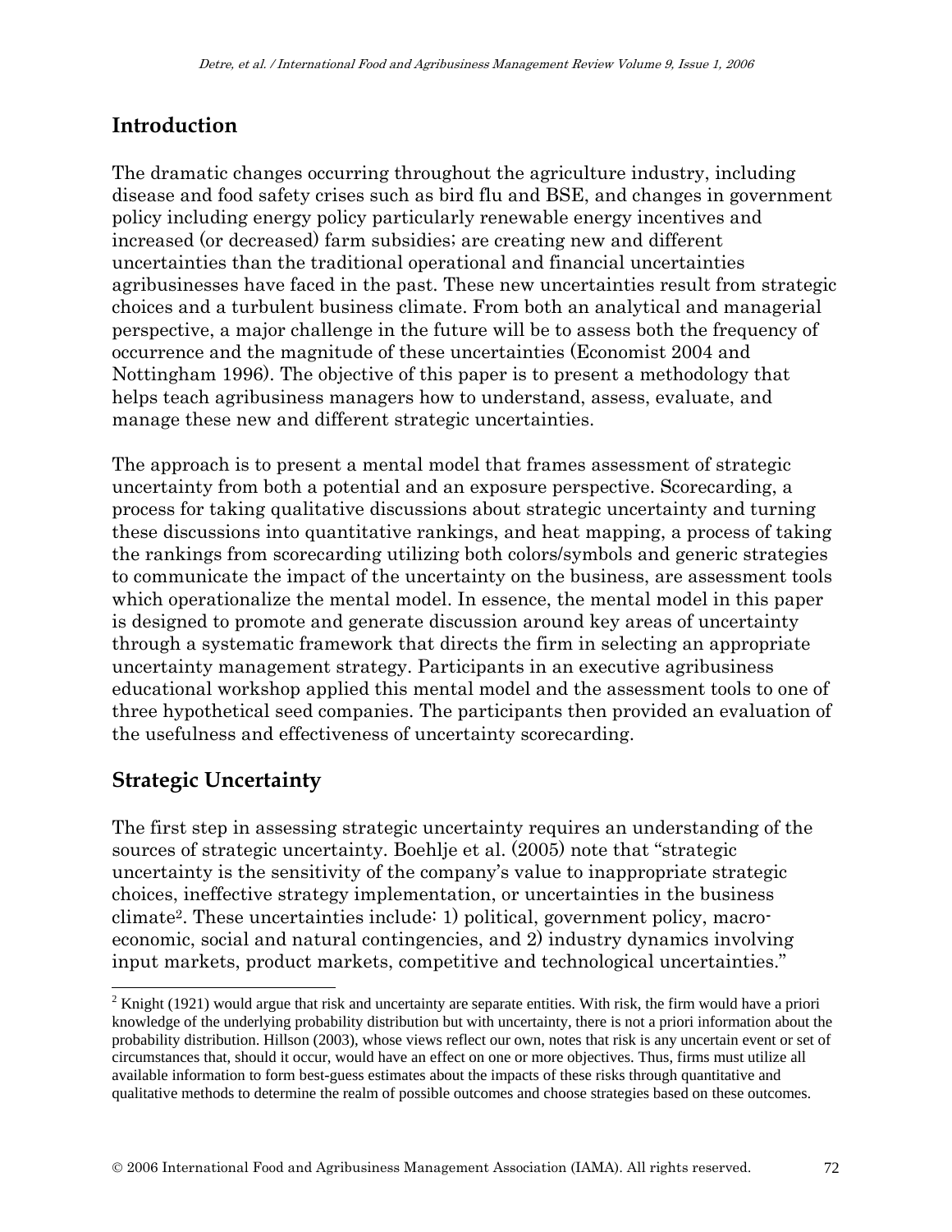## Introduction

The dramatic changes occurring throughout the agriculture industry, including disease and food safety crises such as bird flu and BSE, and changes in government policy including energy policy particularly renewable energy incentives and increased (or decreased) farm subsidies; are creating new and different uncertainties than the traditional operational and financial uncertainties agribusinesses have faced in the past. These new uncertainties result from strategic choices and a turbulent business climate. From both an analytical and managerial perspective, a major challenge in the future will be to assess both the frequency of occurrence and the magnitude of these uncertainties (Economist 2004 and Nottingham 1996). The objective of this paper is to present a methodology that helps teach agribusiness managers how to understand, assess, evaluate, and manage these new and different strategic uncertainties.

The approach is to present a mental model that frames assessment of strategic uncertainty from both a potential and an exposure perspective. Scorecarding, a process for taking qualitative discussions about strategic uncertainty and turning these discussions into quantitative rankings, and heat mapping, a process of taking the rankings from scorecarding utilizing both colors/symbols and generic strategies to communicate the impact of the uncertainty on the business, are assessment tools which operationalize the mental model. In essence, the mental model in this paper is designed to promote and generate discussion around key areas of uncertainty through a systematic framework that directs the firm in selecting an appropriate uncertainty management strategy. Participants in an executive agribusiness educational workshop applied this mental model and the assessment tools to one of three hypothetical seed companies. The participants then provided an evaluation of the usefulness and effectiveness of uncertainty scorecarding.

## Strategic Uncertainty

The first step in assessing strategic uncertainty requires an understanding of the sources of strategic uncertainty. Boehlje et al. (2005) note that "strategic uncertainty is the sensitivity of the company's value to inappropriate strategic choices, ineffective strategy implementation, or uncertainties in the business climate[2]. These uncertainties include: 1) political, government policy, macro-economic, social and natural contingencies, and 2) industry dynamics involving input markets, product markets, competitive and technological uncertainties."

[2] Knight (1921) would argue that risk and uncertainty are separate entities. With risk, the firm would have a priori knowledge of the underlying probability distribution but with uncertainty, there is not a priori information about the probability distribution. Hillson (2003), whose views reflect our own, notes that risk is any uncertain event or set of circumstances that, should it occur, would have an effect on one or more objectives. Thus, firms must utilize all available information to form best-guess estimates about the impacts of these risks through quantitative and qualitative methods to determine the realm of possible outcomes and choose strategies based on these outcomes.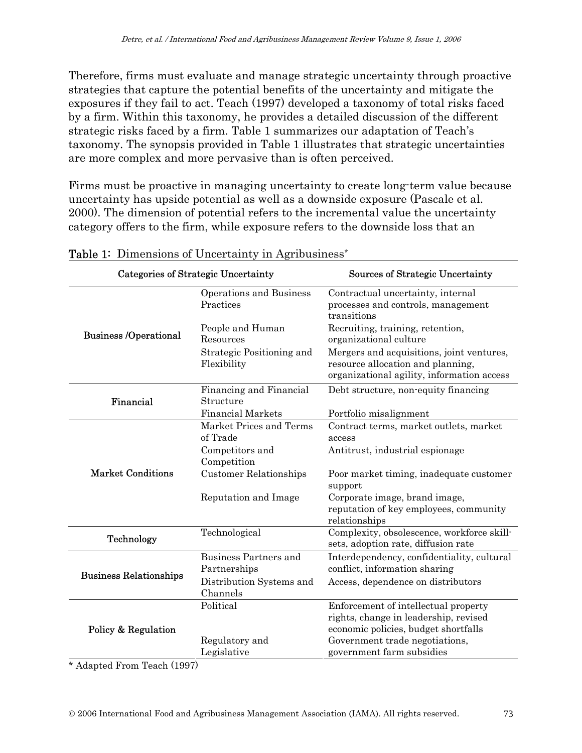Therefore, firms must evaluate and manage strategic uncertainty through proactive strategies that capture the potential benefits of the uncertainty and mitigate the exposures if they fail to act. Teach (1997) developed a taxonomy of total risks faced by a firm. Within this taxonomy, he provides a detailed discussion of the different strategic risks faced by a firm. Table 1 summarizes our adaptation of Teach's taxonomy. The synopsis provided in Table 1 illustrates that strategic uncertainties are more complex and more pervasive than is often perceived.

Firms must be proactive in managing uncertainty to create long-term value because uncertainty has upside potential as well as a downside exposure (Pascale et al. 2000). The dimension of potential refers to the incremental value the uncertainty category offers to the firm, while exposure refers to the downside loss that an

**Table 1**: Dimensions of Uncertainty in Agribusiness*

| Categories of Strategic Uncertainty | | Sources of Strategic Uncertainty |
|---|---|---|
| Business /Operational | Operations and Business Practices | Contractual uncertainty, internal processes and controls, management transitions |
| | People and Human Resources | Recruiting, training, retention, organizational culture |
| | Strategic Positioning and Flexibility | Mergers and acquisitions, joint ventures, resource allocation and planning, organizational agility, information access |
| Financial | Financing and Financial Structure | Debt structure, non-equity financing |
| | Financial Markets | Portfolio misalignment |
| Market Conditions | Market Prices and Terms of Trade | Contract terms, market outlets, market access |
| | Competitors and Competition | Antitrust, industrial espionage |
| | Customer Relationships | Poor market timing, inadequate customer support |
| | Reputation and Image | Corporate image, brand image, reputation of key employees, community relationships |
| Technology | Technological | Complexity, obsolescence, workforce skill-sets, adoption rate, diffusion rate |
| Business Relationships | Business Partners and Partnerships | Interdependency, confidentiality, cultural conflict, information sharing |
| | Distribution Systems and Channels | Access, dependence on distributors |
| Policy & Regulation | Political | Enforcement of intellectual property rights, change in leadership, revised economic policies, budget shortfalls |
| | Regulatory and Legislative | Government trade negotiations, government farm subsidies |

\* Adapted From Teach (1997)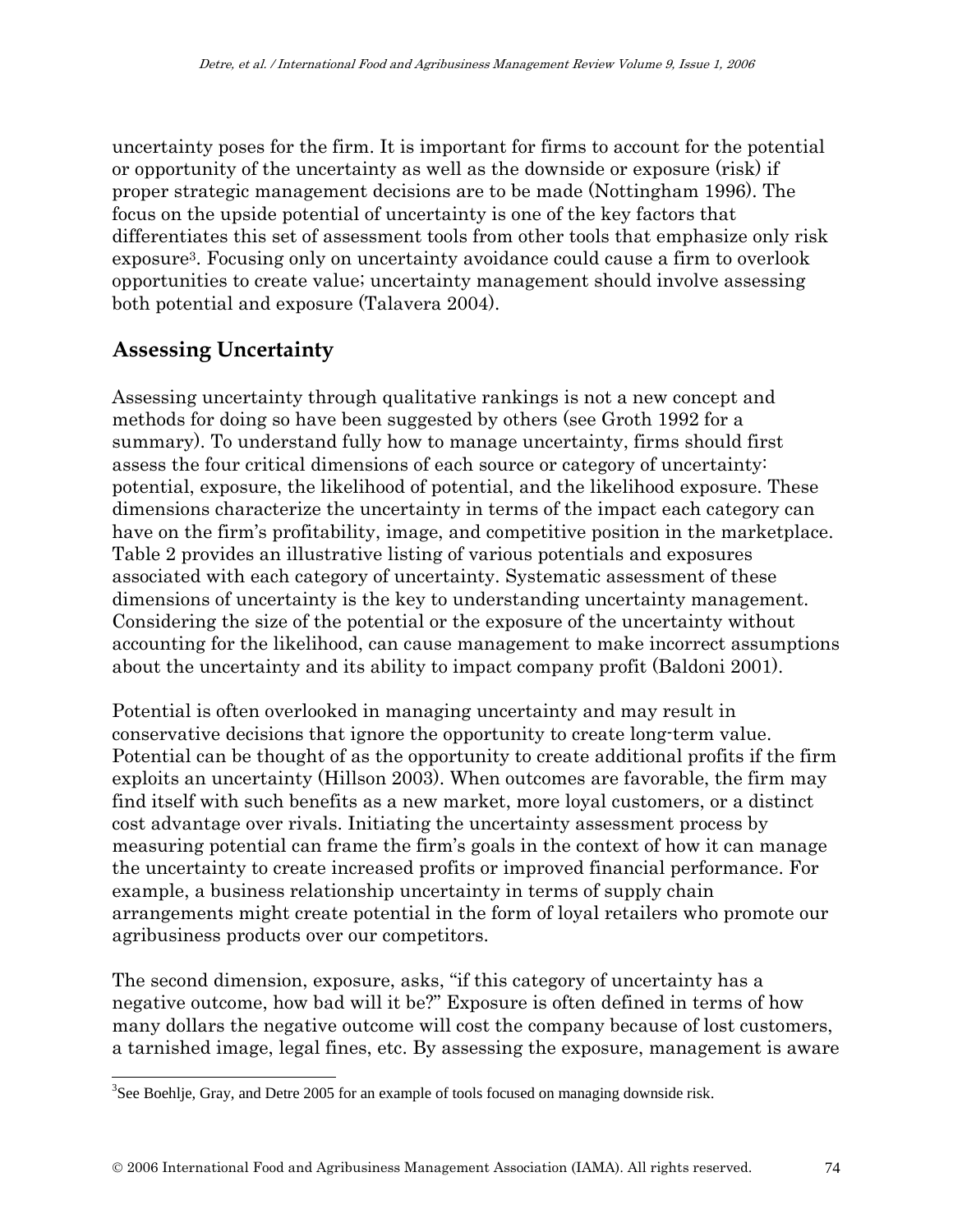uncertainty poses for the firm. It is important for firms to account for the potential or opportunity of the uncertainty as well as the downside or exposure (risk) if proper strategic management decisions are to be made (Nottingham 1996). The focus on the upside potential of uncertainty is one of the key factors that differentiates this set of assessment tools from other tools that emphasize only risk exposure[3]. Focusing only on uncertainty avoidance could cause a firm to overlook opportunities to create value; uncertainty management should involve assessing both potential and exposure (Talavera 2004).

## Assessing Uncertainty

Assessing uncertainty through qualitative rankings is not a new concept and methods for doing so have been suggested by others (see Groth 1992 for a summary). To understand fully how to manage uncertainty, firms should first assess the four critical dimensions of each source or category of uncertainty: potential, exposure, the likelihood of potential, and the likelihood exposure. These dimensions characterize the uncertainty in terms of the impact each category can have on the firm's profitability, image, and competitive position in the marketplace. Table 2 provides an illustrative listing of various potentials and exposures associated with each category of uncertainty. Systematic assessment of these dimensions of uncertainty is the key to understanding uncertainty management. Considering the size of the potential or the exposure of the uncertainty without accounting for the likelihood, can cause management to make incorrect assumptions about the uncertainty and its ability to impact company profit (Baldoni 2001).

Potential is often overlooked in managing uncertainty and may result in conservative decisions that ignore the opportunity to create long-term value. Potential can be thought of as the opportunity to create additional profits if the firm exploits an uncertainty (Hillson 2003). When outcomes are favorable, the firm may find itself with such benefits as a new market, more loyal customers, or a distinct cost advantage over rivals. Initiating the uncertainty assessment process by measuring potential can frame the firm's goals in the context of how it can manage the uncertainty to create increased profits or improved financial performance. For example, a business relationship uncertainty in terms of supply chain arrangements might create potential in the form of loyal retailers who promote our agribusiness products over our competitors.

The second dimension, exposure, asks, "if this category of uncertainty has a negative outcome, how bad will it be?" Exposure is often defined in terms of how many dollars the negative outcome will cost the company because of lost customers, a tarnished image, legal fines, etc. By assessing the exposure, management is aware

[3]See Boehlje, Gray, and Detre 2005 for an example of tools focused on managing downside risk.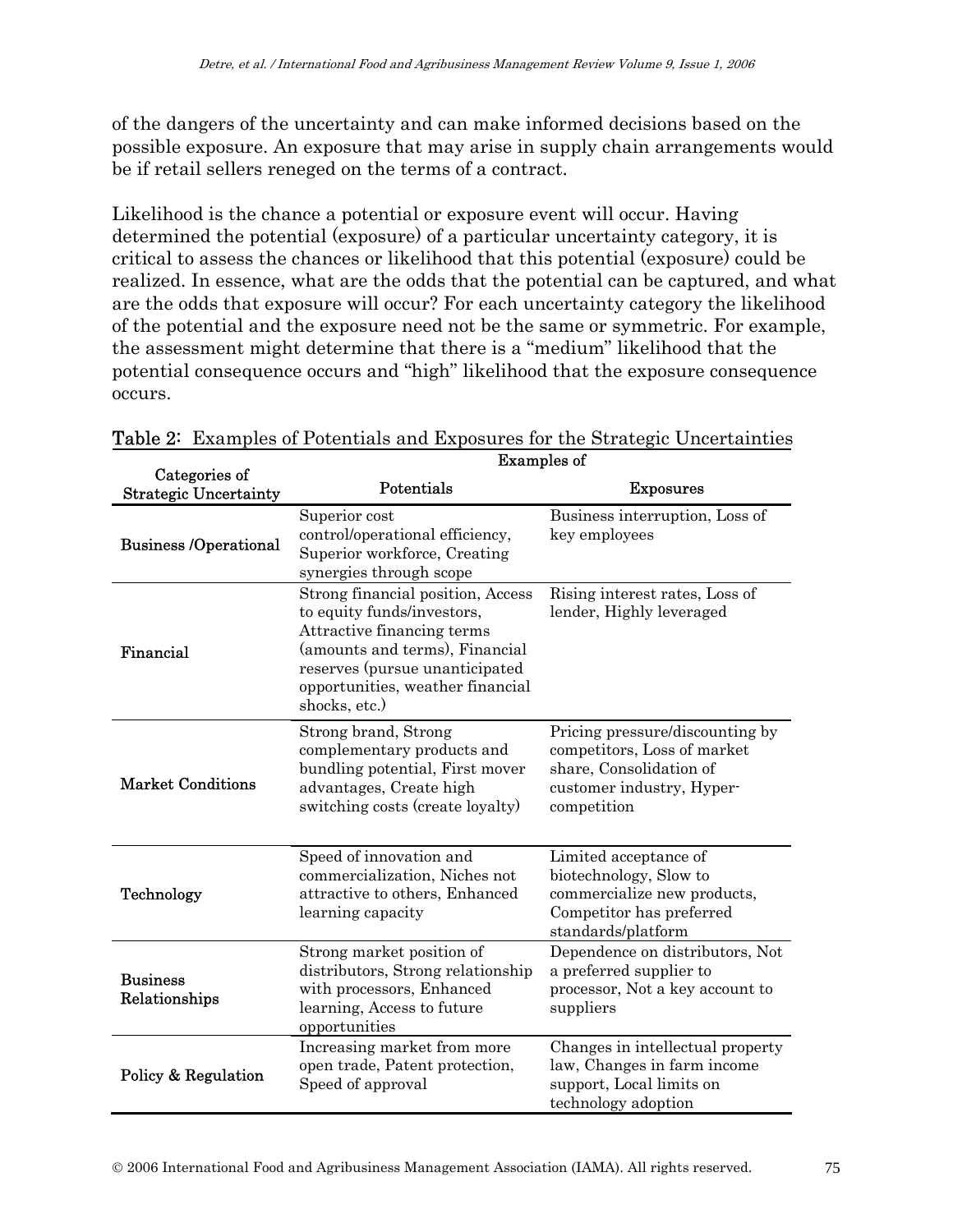of the dangers of the uncertainty and can make informed decisions based on the possible exposure. An exposure that may arise in supply chain arrangements would be if retail sellers reneged on the terms of a contract.

Likelihood is the chance a potential or exposure event will occur. Having determined the potential (exposure) of a particular uncertainty category, it is critical to assess the chances or likelihood that this potential (exposure) could be realized. In essence, what are the odds that the potential can be captured, and what are the odds that exposure will occur? For each uncertainty category the likelihood of the potential and the exposure need not be the same or symmetric. For example, the assessment might determine that there is a "medium" likelihood that the potential consequence occurs and "high" likelihood that the exposure consequence occurs.

**Table 2**: Examples of Potentials and Exposures for the Strategic Uncertainties

| Categories of Strategic Uncertainty | Examples of | |
|---|---|---|
| | **Potentials** | **Exposures** |
| **Business /Operational** | Superior cost control/operational efficiency, Superior workforce, Creating synergies through scope | Business interruption, Loss of key employees |
| **Financial** | Strong financial position, Access to equity funds/investors, Attractive financing terms (amounts and terms), Financial reserves (pursue unanticipated opportunities, weather financial shocks, etc.) | Rising interest rates, Loss of lender, Highly leveraged |
| **Market Conditions** | Strong brand, Strong complementary products and bundling potential, First mover advantages, Create high switching costs (create loyalty) | Pricing pressure/discounting by competitors, Loss of market share, Consolidation of customer industry, Hyper-competition |
| **Technology** | Speed of innovation and commercialization, Niches not attractive to others, Enhanced learning capacity | Limited acceptance of biotechnology, Slow to commercialize new products, Competitor has preferred standards/platform |
| **Business Relationships** | Strong market position of distributors, Strong relationship with processors, Enhanced learning, Access to future opportunities | Dependence on distributors, Not a preferred supplier to processor, Not a key account to suppliers |
| **Policy & Regulation** | Increasing market from more open trade, Patent protection, Speed of approval | Changes in intellectual property law, Changes in farm income support, Local limits on technology adoption |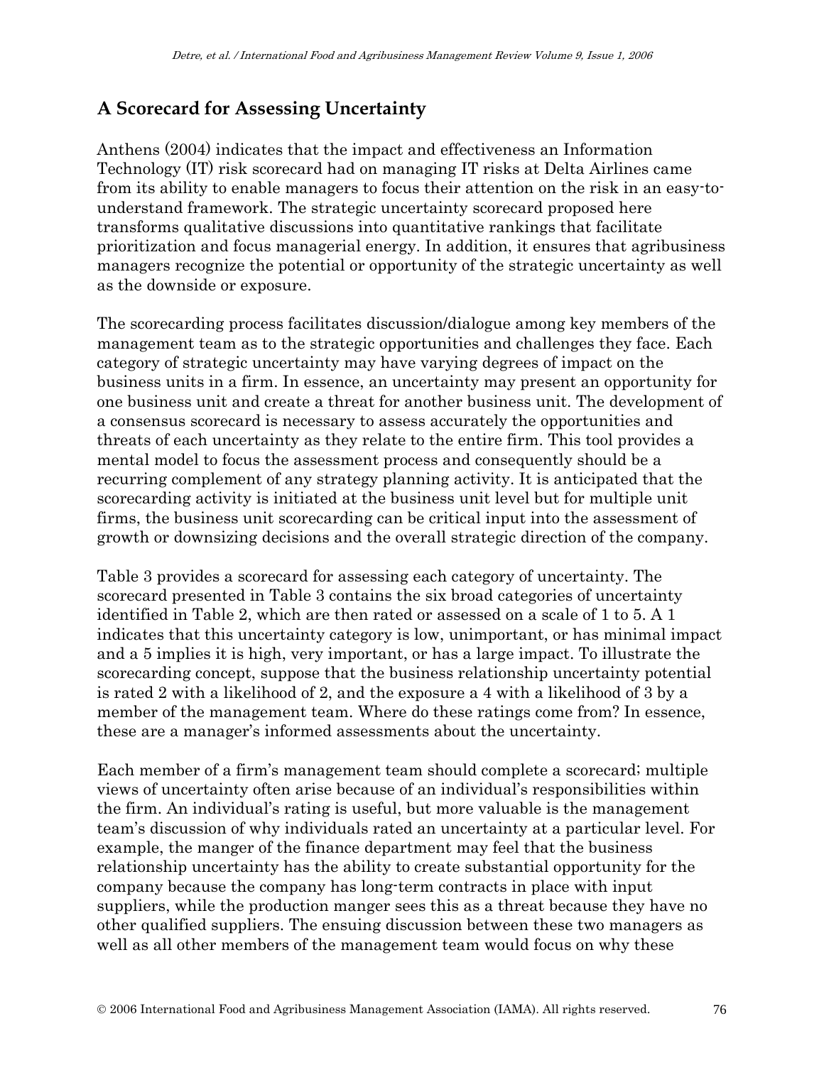## A Scorecard for Assessing Uncertainty

Anthens (2004) indicates that the impact and effectiveness an Information Technology (IT) risk scorecard had on managing IT risks at Delta Airlines came from its ability to enable managers to focus their attention on the risk in an easy-to-understand framework. The strategic uncertainty scorecard proposed here transforms qualitative discussions into quantitative rankings that facilitate prioritization and focus managerial energy. In addition, it ensures that agribusiness managers recognize the potential or opportunity of the strategic uncertainty as well as the downside or exposure.

The scorecarding process facilitates discussion/dialogue among key members of the management team as to the strategic opportunities and challenges they face. Each category of strategic uncertainty may have varying degrees of impact on the business units in a firm. In essence, an uncertainty may present an opportunity for one business unit and create a threat for another business unit. The development of a consensus scorecard is necessary to assess accurately the opportunities and threats of each uncertainty as they relate to the entire firm. This tool provides a mental model to focus the assessment process and consequently should be a recurring complement of any strategy planning activity. It is anticipated that the scorecarding activity is initiated at the business unit level but for multiple unit firms, the business unit scorecarding can be critical input into the assessment of growth or downsizing decisions and the overall strategic direction of the company.

Table 3 provides a scorecard for assessing each category of uncertainty. The scorecard presented in Table 3 contains the six broad categories of uncertainty identified in Table 2, which are then rated or assessed on a scale of 1 to 5. A 1 indicates that this uncertainty category is low, unimportant, or has minimal impact and a 5 implies it is high, very important, or has a large impact. To illustrate the scorecarding concept, suppose that the business relationship uncertainty potential is rated 2 with a likelihood of 2, and the exposure a 4 with a likelihood of 3 by a member of the management team. Where do these ratings come from? In essence, these are a manager's informed assessments about the uncertainty.

Each member of a firm's management team should complete a scorecard; multiple views of uncertainty often arise because of an individual's responsibilities within the firm. An individual's rating is useful, but more valuable is the management team's discussion of why individuals rated an uncertainty at a particular level. For example, the manger of the finance department may feel that the business relationship uncertainty has the ability to create substantial opportunity for the company because the company has long-term contracts in place with input suppliers, while the production manger sees this as a threat because they have no other qualified suppliers. The ensuing discussion between these two managers as well as all other members of the management team would focus on why these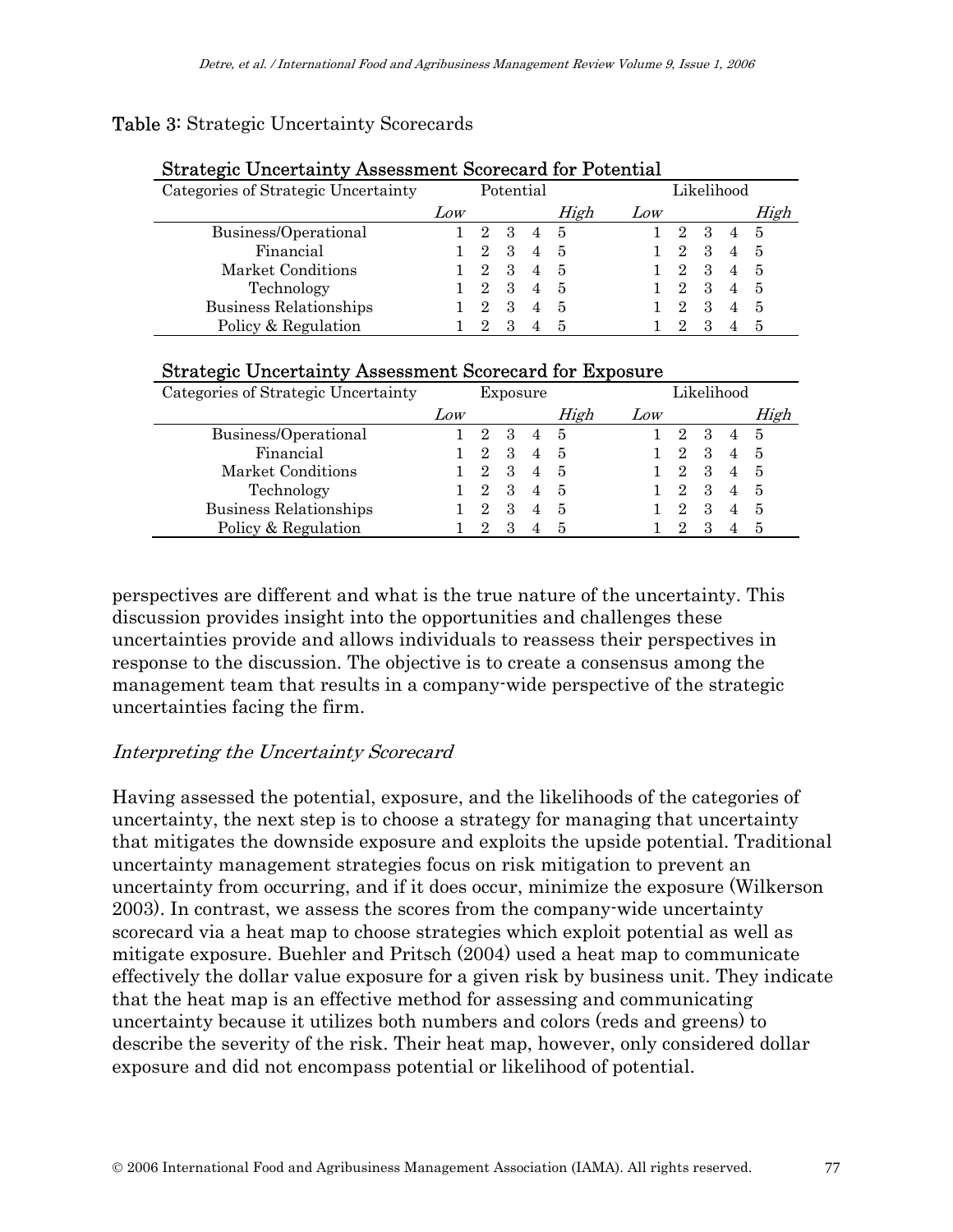**Table 3**: Strategic Uncertainty Scorecards

**Strategic Uncertainty Assessment Scorecard for Potential**

| Categories of Strategic Uncertainty | Potential | | | | | Likelihood | | | | |
|---|---|---|---|---|---|---|---|---|---|---|
| | *Low* | | | | *High* | *Low* | | | | *High* |
| Business/Operational | 1 | 2 | 3 | 4 | 5 | 1 | 2 | 3 | 4 | 5 |
| Financial | 1 | 2 | 3 | 4 | 5 | 1 | 2 | 3 | 4 | 5 |
| Market Conditions | 1 | 2 | 3 | 4 | 5 | 1 | 2 | 3 | 4 | 5 |
| Technology | 1 | 2 | 3 | 4 | 5 | 1 | 2 | 3 | 4 | 5 |
| Business Relationships | 1 | 2 | 3 | 4 | 5 | 1 | 2 | 3 | 4 | 5 |
| Policy & Regulation | 1 | 2 | 3 | 4 | 5 | 1 | 2 | 3 | 4 | 5 |

**Strategic Uncertainty Assessment Scorecard for Exposure**

| Categories of Strategic Uncertainty | Exposure | | | | | Likelihood | | | | |
|---|---|---|---|---|---|---|---|---|---|---|
| | *Low* | | | | *High* | *Low* | | | | *High* |
| Business/Operational | 1 | 2 | 3 | 4 | 5 | 1 | 2 | 3 | 4 | 5 |
| Financial | 1 | 2 | 3 | 4 | 5 | 1 | 2 | 3 | 4 | 5 |
| Market Conditions | 1 | 2 | 3 | 4 | 5 | 1 | 2 | 3 | 4 | 5 |
| Technology | 1 | 2 | 3 | 4 | 5 | 1 | 2 | 3 | 4 | 5 |
| Business Relationships | 1 | 2 | 3 | 4 | 5 | 1 | 2 | 3 | 4 | 5 |
| Policy & Regulation | 1 | 2 | 3 | 4 | 5 | 1 | 2 | 3 | 4 | 5 |

perspectives are different and what is the true nature of the uncertainty. This discussion provides insight into the opportunities and challenges these uncertainties provide and allows individuals to reassess their perspectives in response to the discussion. The objective is to create a consensus among the management team that results in a company-wide perspective of the strategic uncertainties facing the firm.

### *Interpreting the Uncertainty Scorecard*

Having assessed the potential, exposure, and the likelihoods of the categories of uncertainty, the next step is to choose a strategy for managing that uncertainty that mitigates the downside exposure and exploits the upside potential. Traditional uncertainty management strategies focus on risk mitigation to prevent an uncertainty from occurring, and if it does occur, minimize the exposure (Wilkerson 2003). In contrast, we assess the scores from the company-wide uncertainty scorecard via a heat map to choose strategies which exploit potential as well as mitigate exposure. Buehler and Pritsch (2004) used a heat map to communicate effectively the dollar value exposure for a given risk by business unit. They indicate that the heat map is an effective method for assessing and communicating uncertainty because it utilizes both numbers and colors (reds and greens) to describe the severity of the risk. Their heat map, however, only considered dollar exposure and did not encompass potential or likelihood of potential.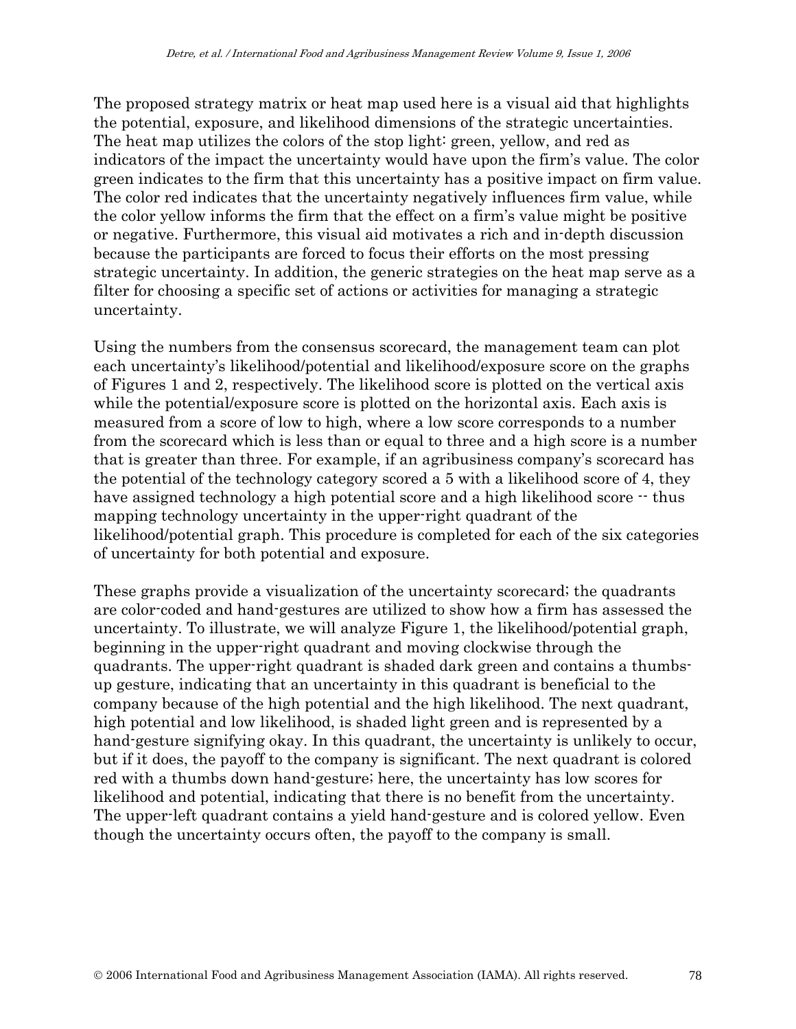The proposed strategy matrix or heat map used here is a visual aid that highlights the potential, exposure, and likelihood dimensions of the strategic uncertainties. The heat map utilizes the colors of the stop light: green, yellow, and red as indicators of the impact the uncertainty would have upon the firm's value. The color green indicates to the firm that this uncertainty has a positive impact on firm value. The color red indicates that the uncertainty negatively influences firm value, while the color yellow informs the firm that the effect on a firm's value might be positive or negative. Furthermore, this visual aid motivates a rich and in-depth discussion because the participants are forced to focus their efforts on the most pressing strategic uncertainty. In addition, the generic strategies on the heat map serve as a filter for choosing a specific set of actions or activities for managing a strategic uncertainty.

Using the numbers from the consensus scorecard, the management team can plot each uncertainty's likelihood/potential and likelihood/exposure score on the graphs of Figures 1 and 2, respectively. The likelihood score is plotted on the vertical axis while the potential/exposure score is plotted on the horizontal axis. Each axis is measured from a score of low to high, where a low score corresponds to a number from the scorecard which is less than or equal to three and a high score is a number that is greater than three. For example, if an agribusiness company's scorecard has the potential of the technology category scored a 5 with a likelihood score of 4, they have assigned technology a high potential score and a high likelihood score -- thus mapping technology uncertainty in the upper-right quadrant of the likelihood/potential graph. This procedure is completed for each of the six categories of uncertainty for both potential and exposure.

These graphs provide a visualization of the uncertainty scorecard; the quadrants are color-coded and hand-gestures are utilized to show how a firm has assessed the uncertainty. To illustrate, we will analyze Figure 1, the likelihood/potential graph, beginning in the upper-right quadrant and moving clockwise through the quadrants. The upper-right quadrant is shaded dark green and contains a thumbs-up gesture, indicating that an uncertainty in this quadrant is beneficial to the company because of the high potential and the high likelihood. The next quadrant, high potential and low likelihood, is shaded light green and is represented by a hand-gesture signifying okay. In this quadrant, the uncertainty is unlikely to occur, but if it does, the payoff to the company is significant. The next quadrant is colored red with a thumbs down hand-gesture; here, the uncertainty has low scores for likelihood and potential, indicating that there is no benefit from the uncertainty. The upper-left quadrant contains a yield hand-gesture and is colored yellow. Even though the uncertainty occurs often, the payoff to the company is small.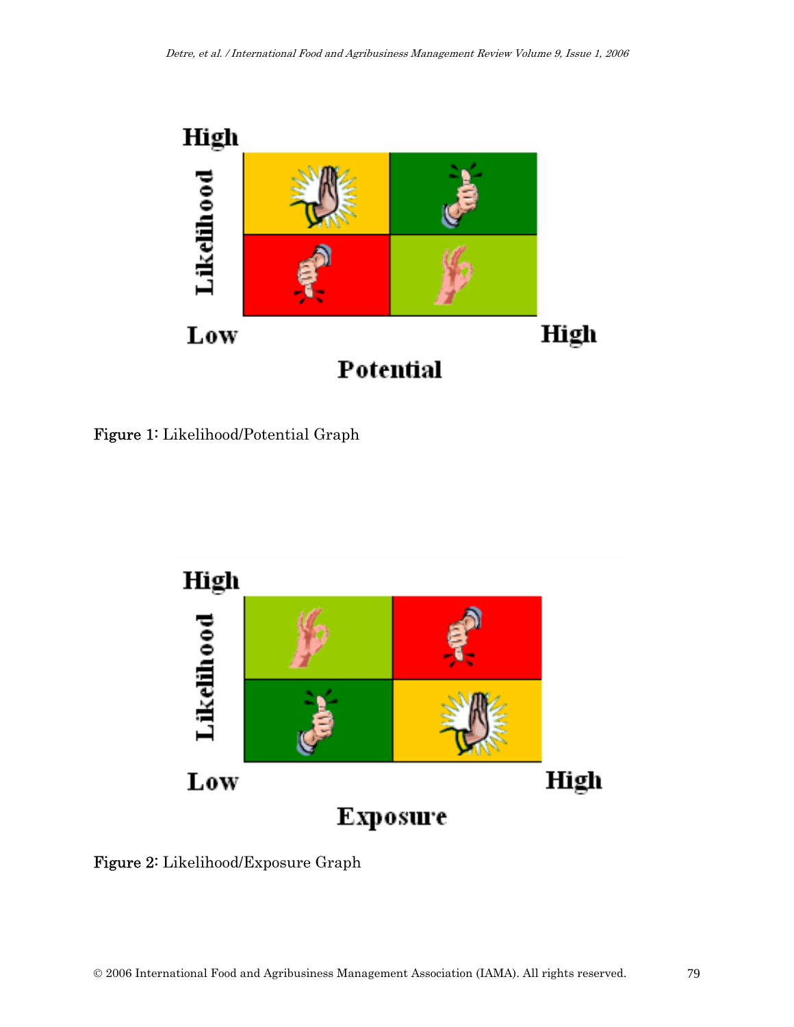Figure 1: Likelihood/Potential Graph

Figure 2: Likelihood/Exposure Graph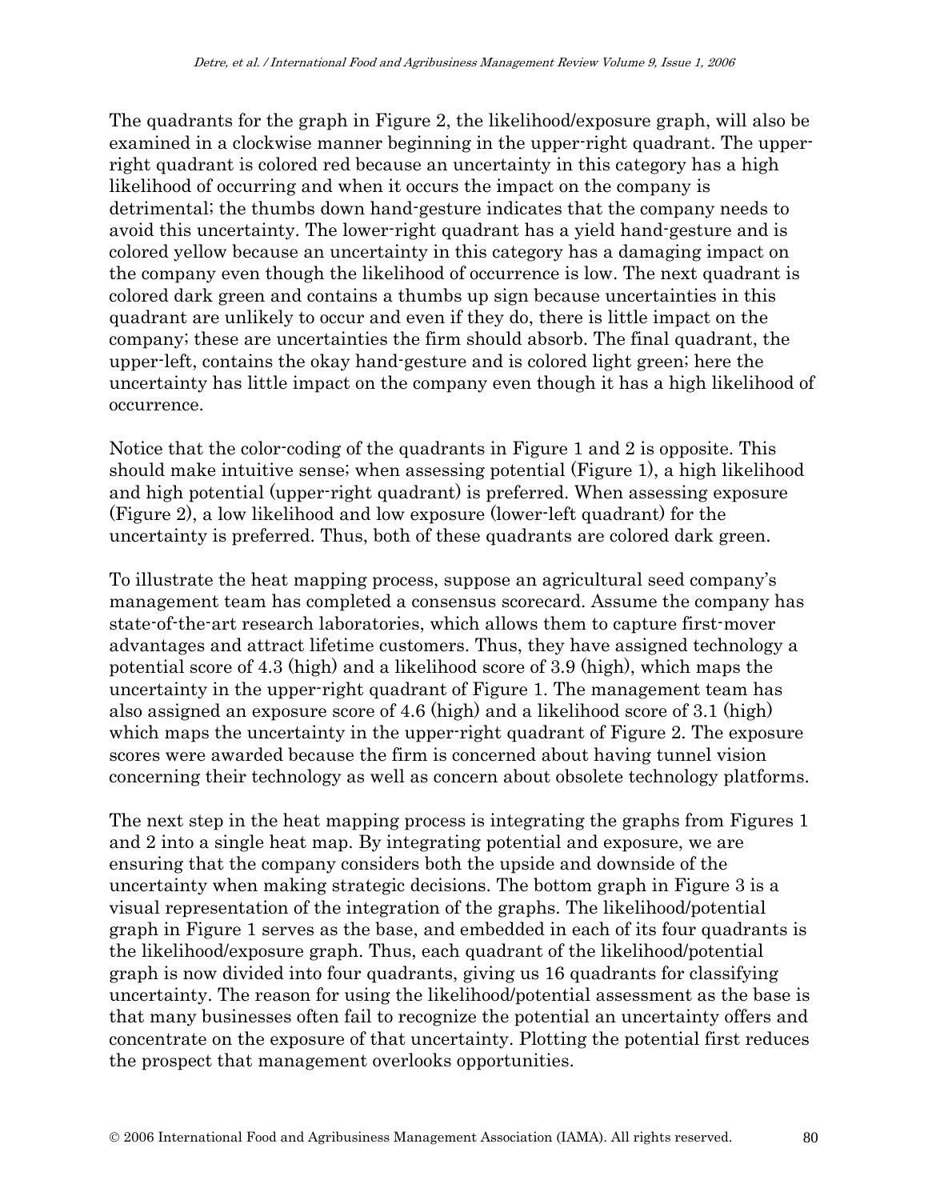The quadrants for the graph in Figure 2, the likelihood/exposure graph, will also be examined in a clockwise manner beginning in the upper-right quadrant. The upper-right quadrant is colored red because an uncertainty in this category has a high likelihood of occurring and when it occurs the impact on the company is detrimental; the thumbs down hand-gesture indicates that the company needs to avoid this uncertainty. The lower-right quadrant has a yield hand-gesture and is colored yellow because an uncertainty in this category has a damaging impact on the company even though the likelihood of occurrence is low. The next quadrant is colored dark green and contains a thumbs up sign because uncertainties in this quadrant are unlikely to occur and even if they do, there is little impact on the company; these are uncertainties the firm should absorb. The final quadrant, the upper-left, contains the okay hand-gesture and is colored light green; here the uncertainty has little impact on the company even though it has a high likelihood of occurrence.

Notice that the color-coding of the quadrants in Figure 1 and 2 is opposite. This should make intuitive sense; when assessing potential (Figure 1), a high likelihood and high potential (upper-right quadrant) is preferred. When assessing exposure (Figure 2), a low likelihood and low exposure (lower-left quadrant) for the uncertainty is preferred. Thus, both of these quadrants are colored dark green.

To illustrate the heat mapping process, suppose an agricultural seed company's management team has completed a consensus scorecard. Assume the company has state-of-the-art research laboratories, which allows them to capture first-mover advantages and attract lifetime customers. Thus, they have assigned technology a potential score of 4.3 (high) and a likelihood score of 3.9 (high), which maps the uncertainty in the upper-right quadrant of Figure 1. The management team has also assigned an exposure score of 4.6 (high) and a likelihood score of 3.1 (high) which maps the uncertainty in the upper-right quadrant of Figure 2. The exposure scores were awarded because the firm is concerned about having tunnel vision concerning their technology as well as concern about obsolete technology platforms.

The next step in the heat mapping process is integrating the graphs from Figures 1 and 2 into a single heat map. By integrating potential and exposure, we are ensuring that the company considers both the upside and downside of the uncertainty when making strategic decisions. The bottom graph in Figure 3 is a visual representation of the integration of the graphs. The likelihood/potential graph in Figure 1 serves as the base, and embedded in each of its four quadrants is the likelihood/exposure graph. Thus, each quadrant of the likelihood/potential graph is now divided into four quadrants, giving us 16 quadrants for classifying uncertainty. The reason for using the likelihood/potential assessment as the base is that many businesses often fail to recognize the potential an uncertainty offers and concentrate on the exposure of that uncertainty. Plotting the potential first reduces the prospect that management overlooks opportunities.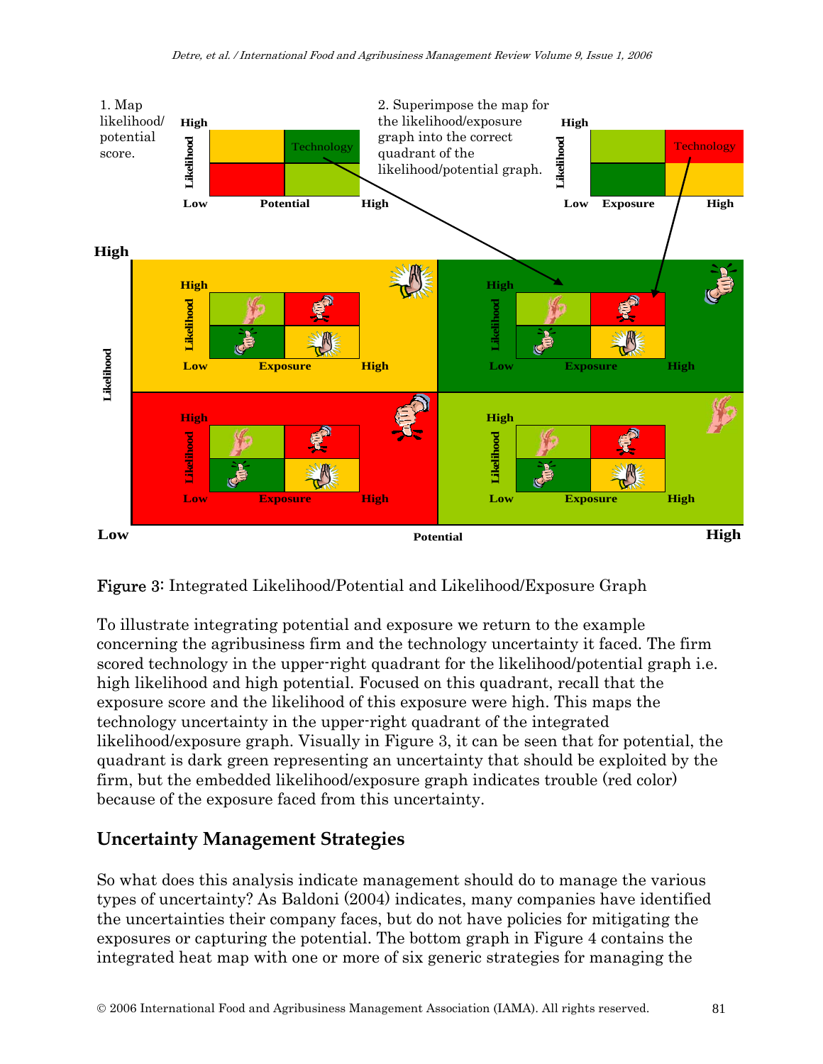1. Map likelihood/potential score.

2. Superimpose the map for the likelihood/exposure graph into the correct quadrant of the likelihood/potential graph.

Figure 3: Integrated Likelihood/Potential and Likelihood/Exposure Graph

To illustrate integrating potential and exposure we return to the example concerning the agribusiness firm and the technology uncertainty it faced. The firm scored technology in the upper-right quadrant for the likelihood/potential graph i.e. high likelihood and high potential. Focused on this quadrant, recall that the exposure score and the likelihood of this exposure were high. This maps the technology uncertainty in the upper-right quadrant of the integrated likelihood/exposure graph. Visually in Figure 3, it can be seen that for potential, the quadrant is dark green representing an uncertainty that should be exploited by the firm, but the embedded likelihood/exposure graph indicates trouble (red color) because of the exposure faced from this uncertainty.

## Uncertainty Management Strategies

So what does this analysis indicate management should do to manage the various types of uncertainty? As Baldoni (2004) indicates, many companies have identified the uncertainties their company faces, but do not have policies for mitigating the exposures or capturing the potential. The bottom graph in Figure 4 contains the integrated heat map with one or more of six generic strategies for managing the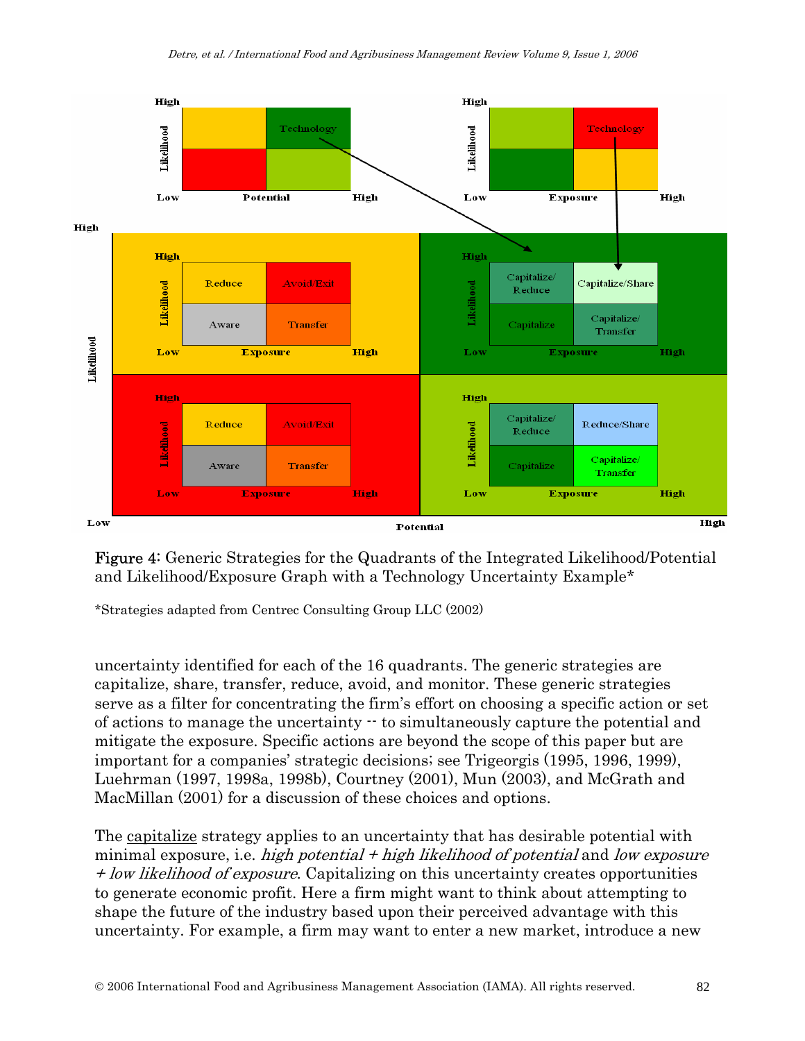**Figure 4:** Generic Strategies for the Quadrants of the Integrated Likelihood/Potential and Likelihood/Exposure Graph with a Technology Uncertainty Example*

*Strategies adapted from Centrec Consulting Group LLC (2002)

uncertainty identified for each of the 16 quadrants. The generic strategies are capitalize, share, transfer, reduce, avoid, and monitor. These generic strategies serve as a filter for concentrating the firm's effort on choosing a specific action or set of actions to manage the uncertainty -- to simultaneously capture the potential and mitigate the exposure. Specific actions are beyond the scope of this paper but are important for a companies' strategic decisions; see Trigeorgis (1995, 1996, 1999), Luehrman (1997, 1998a, 1998b), Courtney (2001), Mun (2003), and McGrath and MacMillan (2001) for a discussion of these choices and options.

The capitalize strategy applies to an uncertainty that has desirable potential with minimal exposure, i.e. *high potential + high likelihood of potential* and *low exposure + low likelihood of exposure*. Capitalizing on this uncertainty creates opportunities to generate economic profit. Here a firm might want to think about attempting to shape the future of the industry based upon their perceived advantage with this uncertainty. For example, a firm may want to enter a new market, introduce a new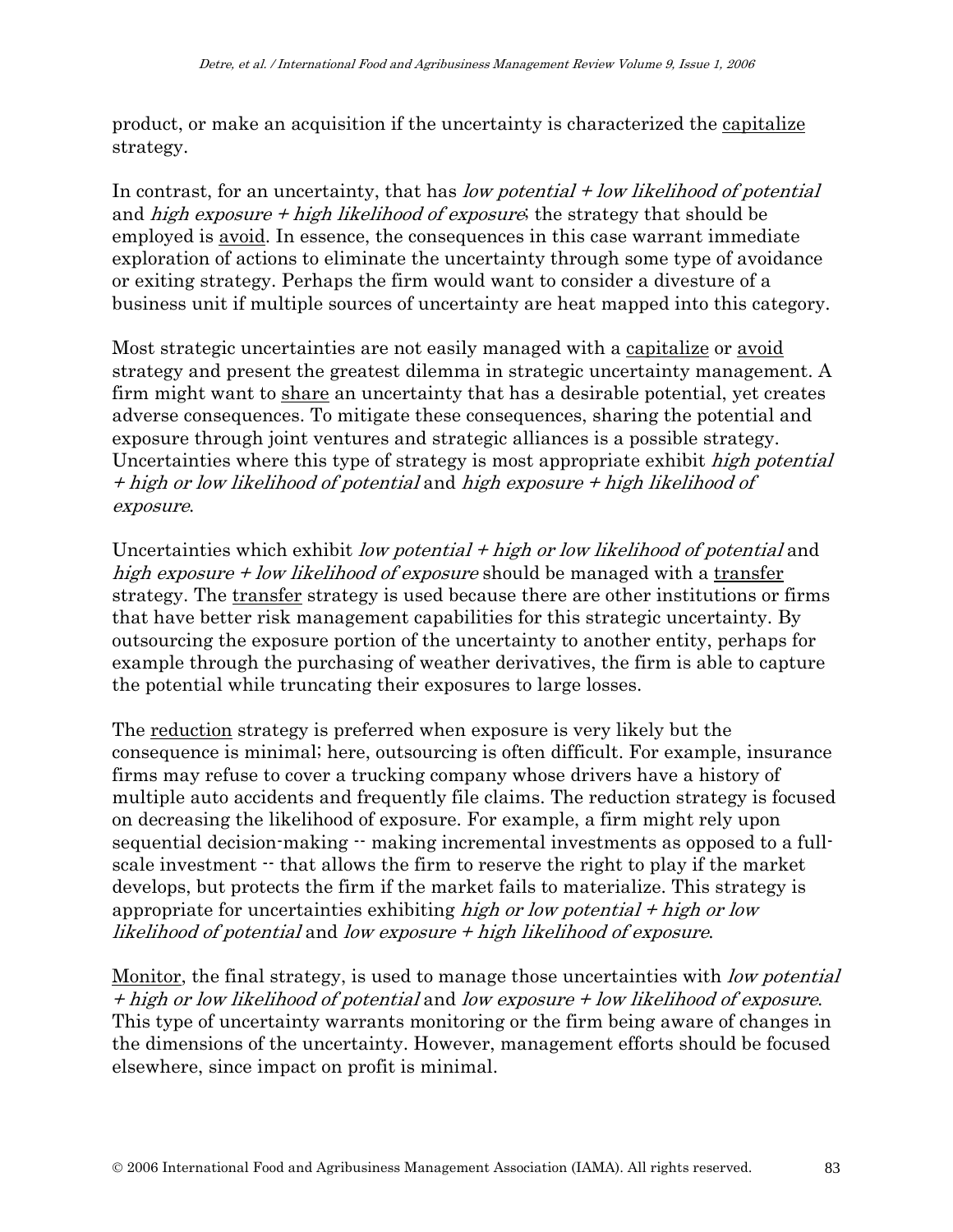product, or make an acquisition if the uncertainty is characterized the <u>capitalize</u> strategy.

In contrast, for an uncertainty, that has *low potential + low likelihood of potential* and *high exposure + high likelihood of exposure*; the strategy that should be employed is <u>avoid</u>. In essence, the consequences in this case warrant immediate exploration of actions to eliminate the uncertainty through some type of avoidance or exiting strategy. Perhaps the firm would want to consider a divesture of a business unit if multiple sources of uncertainty are heat mapped into this category.

Most strategic uncertainties are not easily managed with a <u>capitalize</u> or <u>avoid</u> strategy and present the greatest dilemma in strategic uncertainty management. A firm might want to <u>share</u> an uncertainty that has a desirable potential, yet creates adverse consequences. To mitigate these consequences, sharing the potential and exposure through joint ventures and strategic alliances is a possible strategy. Uncertainties where this type of strategy is most appropriate exhibit *high potential + high or low likelihood of potential* and *high exposure + high likelihood of exposure*.

Uncertainties which exhibit *low potential + high or low likelihood of potential* and *high exposure + low likelihood of exposure* should be managed with a <u>transfer</u> strategy. The <u>transfer</u> strategy is used because there are other institutions or firms that have better risk management capabilities for this strategic uncertainty. By outsourcing the exposure portion of the uncertainty to another entity, perhaps for example through the purchasing of weather derivatives, the firm is able to capture the potential while truncating their exposures to large losses.

The <u>reduction</u> strategy is preferred when exposure is very likely but the consequence is minimal; here, outsourcing is often difficult. For example, insurance firms may refuse to cover a trucking company whose drivers have a history of multiple auto accidents and frequently file claims. The reduction strategy is focused on decreasing the likelihood of exposure. For example, a firm might rely upon sequential decision-making -- making incremental investments as opposed to a full-scale investment -- that allows the firm to reserve the right to play if the market develops, but protects the firm if the market fails to materialize. This strategy is appropriate for uncertainties exhibiting *high or low potential + high or low likelihood of potential* and *low exposure + high likelihood of exposure*.

<u>Monitor</u>, the final strategy, is used to manage those uncertainties with *low potential + high or low likelihood of potential* and *low exposure + low likelihood of exposure*. This type of uncertainty warrants monitoring or the firm being aware of changes in the dimensions of the uncertainty. However, management efforts should be focused elsewhere, since impact on profit is minimal.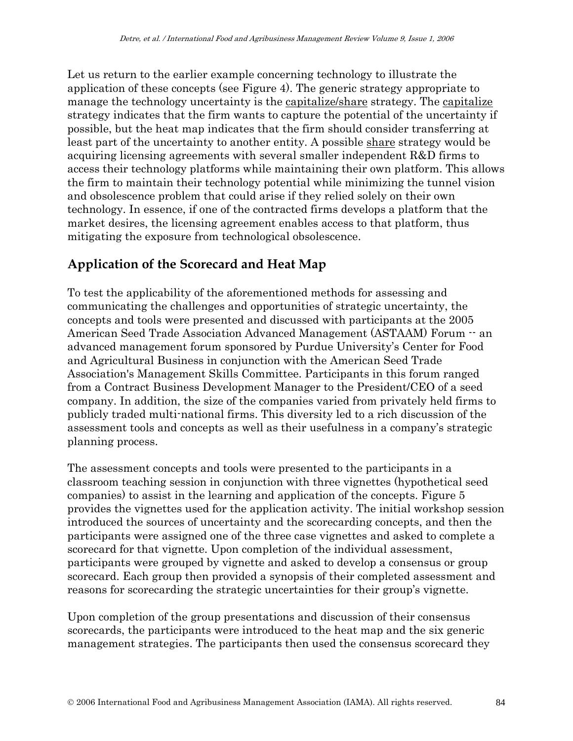Let us return to the earlier example concerning technology to illustrate the application of these concepts (see Figure 4). The generic strategy appropriate to manage the technology uncertainty is the capitalize/share strategy. The capitalize strategy indicates that the firm wants to capture the potential of the uncertainty if possible, but the heat map indicates that the firm should consider transferring at least part of the uncertainty to another entity. A possible share strategy would be acquiring licensing agreements with several smaller independent R&D firms to access their technology platforms while maintaining their own platform. This allows the firm to maintain their technology potential while minimizing the tunnel vision and obsolescence problem that could arise if they relied solely on their own technology. In essence, if one of the contracted firms develops a platform that the market desires, the licensing agreement enables access to that platform, thus mitigating the exposure from technological obsolescence.

## Application of the Scorecard and Heat Map

To test the applicability of the aforementioned methods for assessing and communicating the challenges and opportunities of strategic uncertainty, the concepts and tools were presented and discussed with participants at the 2005 American Seed Trade Association Advanced Management (ASTAAM) Forum -- an advanced management forum sponsored by Purdue University's Center for Food and Agricultural Business in conjunction with the American Seed Trade Association's Management Skills Committee. Participants in this forum ranged from a Contract Business Development Manager to the President/CEO of a seed company. In addition, the size of the companies varied from privately held firms to publicly traded multi-national firms. This diversity led to a rich discussion of the assessment tools and concepts as well as their usefulness in a company's strategic planning process.

The assessment concepts and tools were presented to the participants in a classroom teaching session in conjunction with three vignettes (hypothetical seed companies) to assist in the learning and application of the concepts. Figure 5 provides the vignettes used for the application activity. The initial workshop session introduced the sources of uncertainty and the scorecarding concepts, and then the participants were assigned one of the three case vignettes and asked to complete a scorecard for that vignette. Upon completion of the individual assessment, participants were grouped by vignette and asked to develop a consensus or group scorecard. Each group then provided a synopsis of their completed assessment and reasons for scorecarding the strategic uncertainties for their group's vignette.

Upon completion of the group presentations and discussion of their consensus scorecards, the participants were introduced to the heat map and the six generic management strategies. The participants then used the consensus scorecard they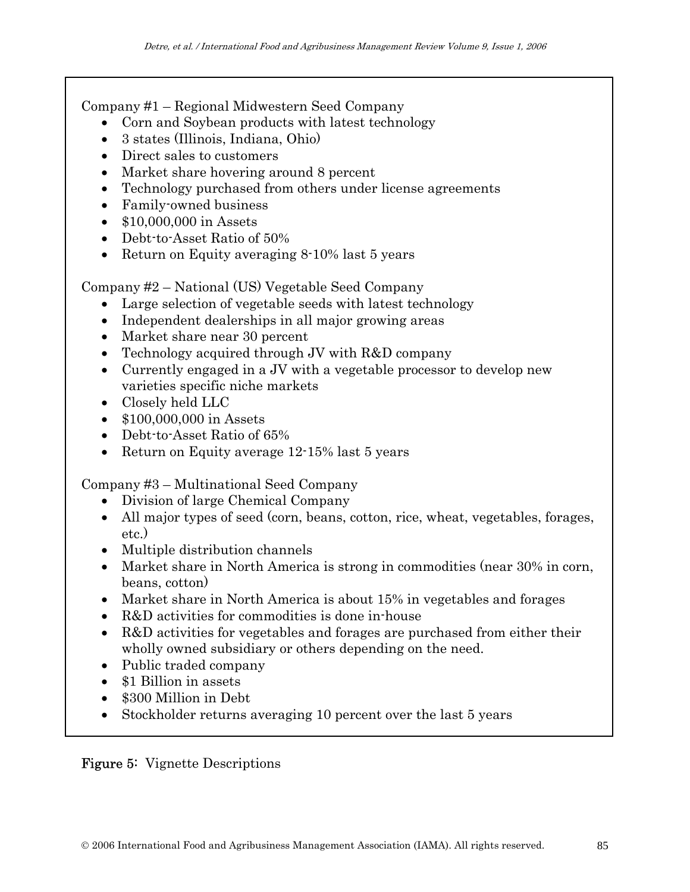Company #1 – Regional Midwestern Seed Company

- Corn and Soybean products with latest technology
- 3 states (Illinois, Indiana, Ohio)
- Direct sales to customers
- Market share hovering around 8 percent
- Technology purchased from others under license agreements
- Family-owned business
- $10,000,000 in Assets
- Debt-to-Asset Ratio of 50%
- Return on Equity averaging 8-10% last 5 years

Company #2 – National (US) Vegetable Seed Company

- Large selection of vegetable seeds with latest technology
- Independent dealerships in all major growing areas
- Market share near 30 percent
- Technology acquired through JV with R&D company
- Currently engaged in a JV with a vegetable processor to develop new varieties specific niche markets
- Closely held LLC
- $100,000,000 in Assets
- Debt-to-Asset Ratio of 65%
- Return on Equity average 12-15% last 5 years

Company #3 – Multinational Seed Company

- Division of large Chemical Company
- All major types of seed (corn, beans, cotton, rice, wheat, vegetables, forages, etc.)
- Multiple distribution channels
- Market share in North America is strong in commodities (near 30% in corn, beans, cotton)
- Market share in North America is about 15% in vegetables and forages
- R&D activities for commodities is done in-house
- R&D activities for vegetables and forages are purchased from either their wholly owned subsidiary or others depending on the need.
- Public traded company
- $1 Billion in assets
- $300 Million in Debt
- Stockholder returns averaging 10 percent over the last 5 years

**Figure 5:** Vignette Descriptions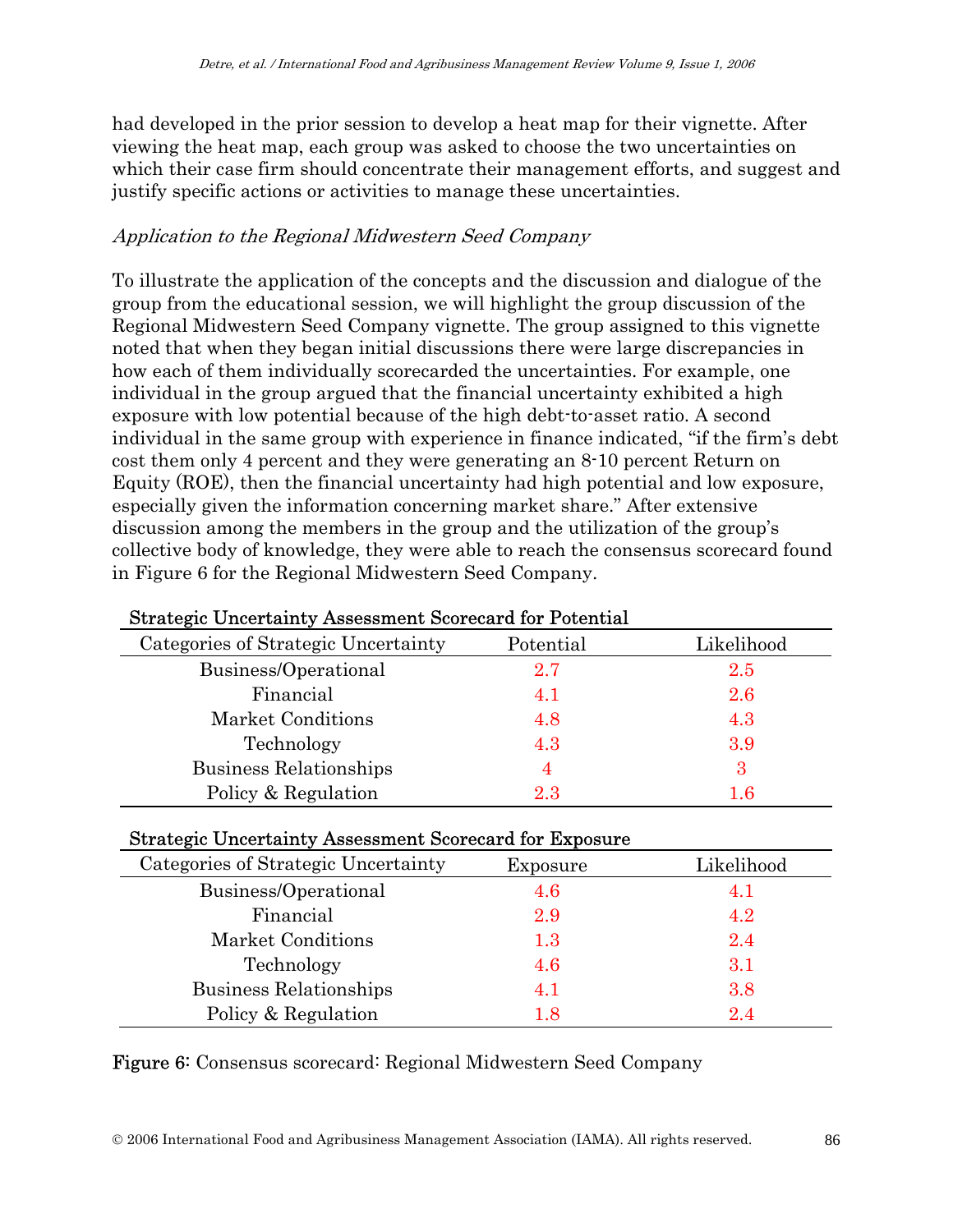had developed in the prior session to develop a heat map for their vignette. After viewing the heat map, each group was asked to choose the two uncertainties on which their case firm should concentrate their management efforts, and suggest and justify specific actions or activities to manage these uncertainties.

*Application to the Regional Midwestern Seed Company*

To illustrate the application of the concepts and the discussion and dialogue of the group from the educational session, we will highlight the group discussion of the Regional Midwestern Seed Company vignette. The group assigned to this vignette noted that when they began initial discussions there were large discrepancies in how each of them individually scorecarded the uncertainties. For example, one individual in the group argued that the financial uncertainty exhibited a high exposure with low potential because of the high debt-to-asset ratio. A second individual in the same group with experience in finance indicated, "if the firm's debt cost them only 4 percent and they were generating an 8-10 percent Return on Equity (ROE), then the financial uncertainty had high potential and low exposure, especially given the information concerning market share." After extensive discussion among the members in the group and the utilization of the group's collective body of knowledge, they were able to reach the consensus scorecard found in Figure 6 for the Regional Midwestern Seed Company.

**Strategic Uncertainty Assessment Scorecard for Potential**

| Categories of Strategic Uncertainty | Potential | Likelihood |
|---|---|---|
| Business/Operational | 2.7 | 2.5 |
| Financial | 4.1 | 2.6 |
| Market Conditions | 4.8 | 4.3 |
| Technology | 4.3 | 3.9 |
| Business Relationships | 4 | 3 |
| Policy & Regulation | 2.3 | 1.6 |

**Strategic Uncertainty Assessment Scorecard for Exposure**

| Categories of Strategic Uncertainty | Exposure | Likelihood |
|---|---|---|
| Business/Operational | 4.6 | 4.1 |
| Financial | 2.9 | 4.2 |
| Market Conditions | 1.3 | 2.4 |
| Technology | 4.6 | 3.1 |
| Business Relationships | 4.1 | 3.8 |
| Policy & Regulation | 1.8 | 2.4 |

**Figure 6:** Consensus scorecard: Regional Midwestern Seed Company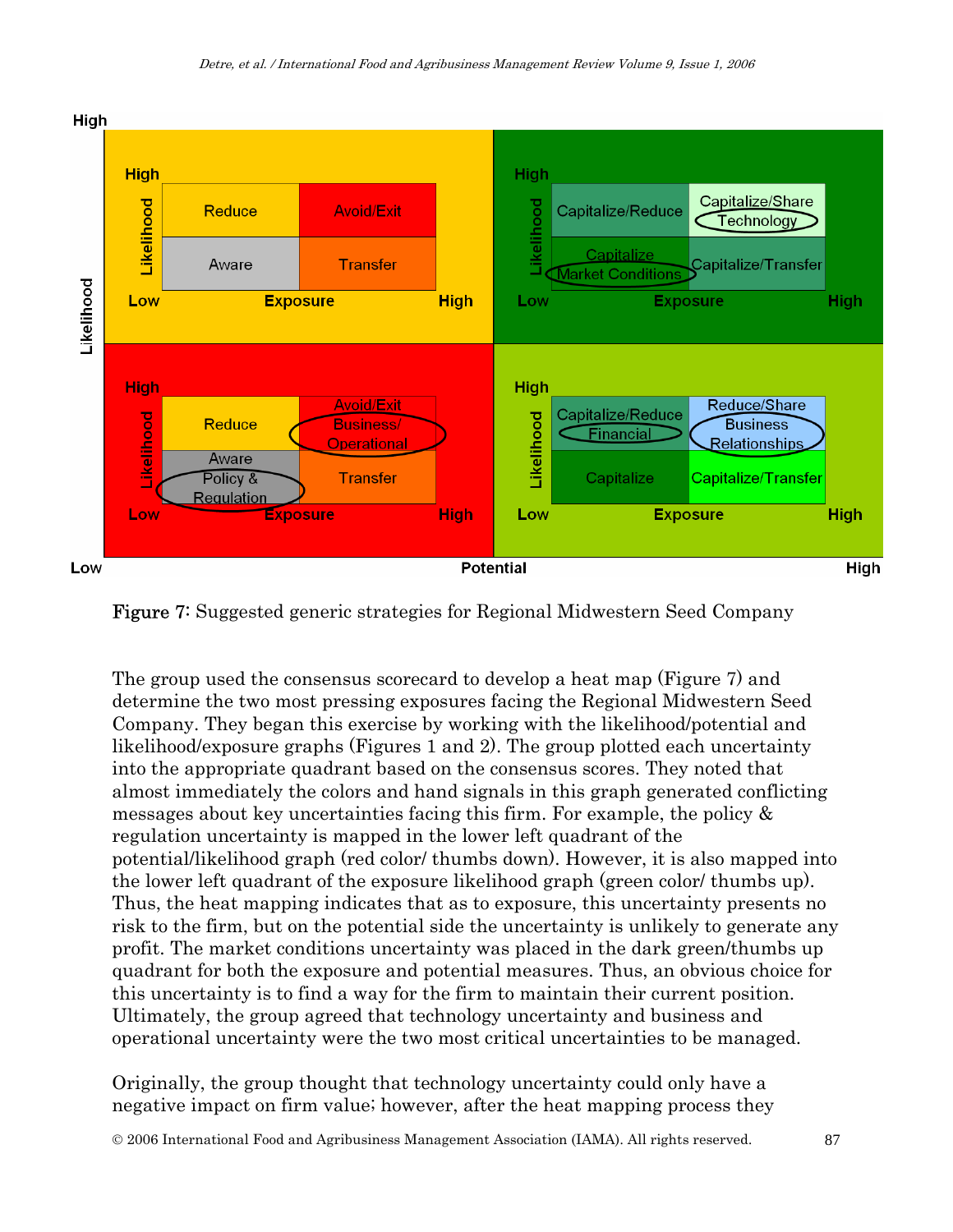Figure 7: Suggested generic strategies for Regional Midwestern Seed Company

The group used the consensus scorecard to develop a heat map (Figure 7) and determine the two most pressing exposures facing the Regional Midwestern Seed Company. They began this exercise by working with the likelihood/potential and likelihood/exposure graphs (Figures 1 and 2). The group plotted each uncertainty into the appropriate quadrant based on the consensus scores. They noted that almost immediately the colors and hand signals in this graph generated conflicting messages about key uncertainties facing this firm. For example, the policy & regulation uncertainty is mapped in the lower left quadrant of the potential/likelihood graph (red color/ thumbs down). However, it is also mapped into the lower left quadrant of the exposure likelihood graph (green color/ thumbs up). Thus, the heat mapping indicates that as to exposure, this uncertainty presents no risk to the firm, but on the potential side the uncertainty is unlikely to generate any profit. The market conditions uncertainty was placed in the dark green/thumbs up quadrant for both the exposure and potential measures. Thus, an obvious choice for this uncertainty is to find a way for the firm to maintain their current position. Ultimately, the group agreed that technology uncertainty and business and operational uncertainty were the two most critical uncertainties to be managed.

Originally, the group thought that technology uncertainty could only have a negative impact on firm value; however, after the heat mapping process they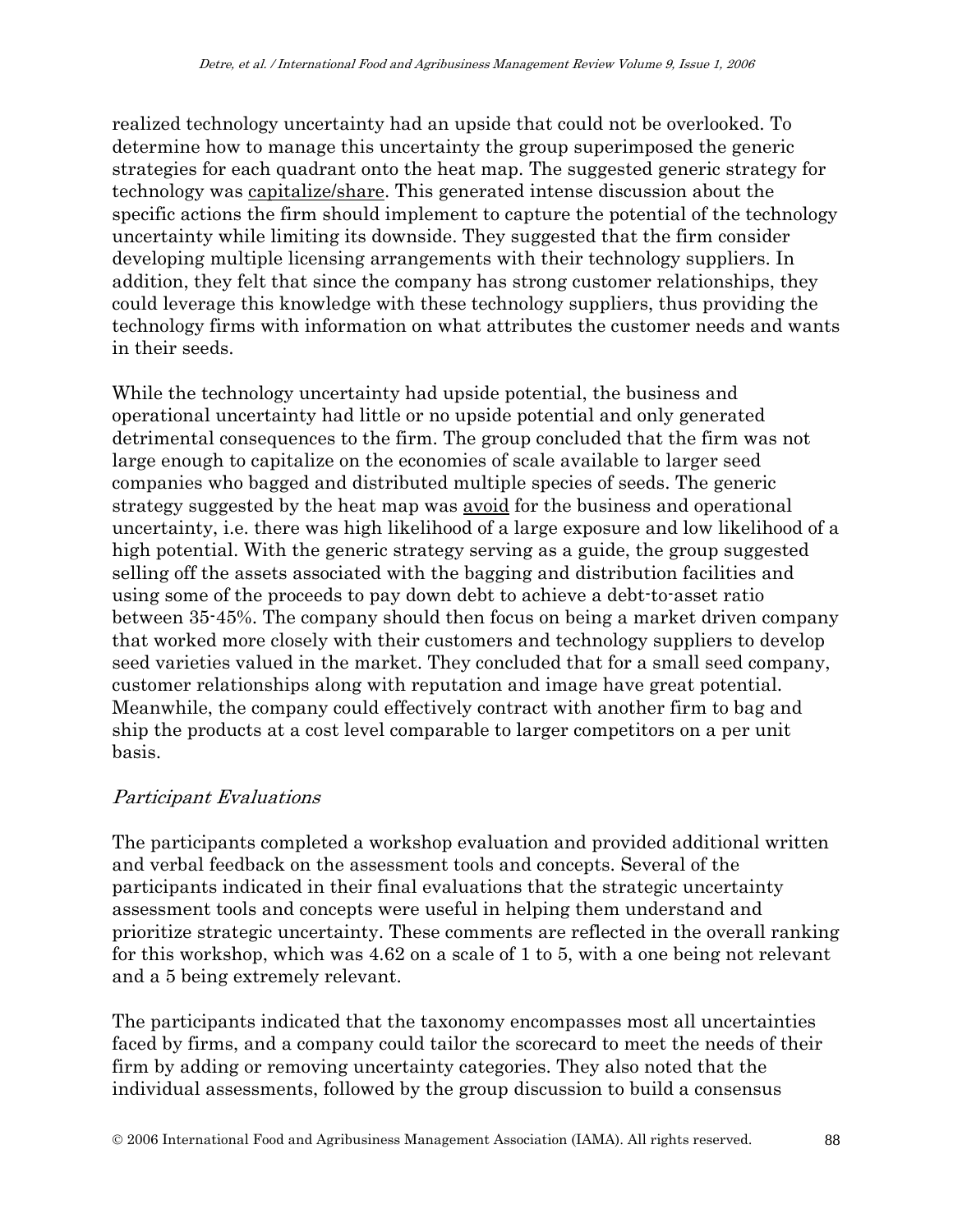realized technology uncertainty had an upside that could not be overlooked. To determine how to manage this uncertainty the group superimposed the generic strategies for each quadrant onto the heat map. The suggested generic strategy for technology was <u>capitalize/share</u>. This generated intense discussion about the specific actions the firm should implement to capture the potential of the technology uncertainty while limiting its downside. They suggested that the firm consider developing multiple licensing arrangements with their technology suppliers. In addition, they felt that since the company has strong customer relationships, they could leverage this knowledge with these technology suppliers, thus providing the technology firms with information on what attributes the customer needs and wants in their seeds.

While the technology uncertainty had upside potential, the business and operational uncertainty had little or no upside potential and only generated detrimental consequences to the firm. The group concluded that the firm was not large enough to capitalize on the economies of scale available to larger seed companies who bagged and distributed multiple species of seeds. The generic strategy suggested by the heat map was <u>avoid</u> for the business and operational uncertainty, i.e. there was high likelihood of a large exposure and low likelihood of a high potential. With the generic strategy serving as a guide, the group suggested selling off the assets associated with the bagging and distribution facilities and using some of the proceeds to pay down debt to achieve a debt-to-asset ratio between 35-45%. The company should then focus on being a market driven company that worked more closely with their customers and technology suppliers to develop seed varieties valued in the market. They concluded that for a small seed company, customer relationships along with reputation and image have great potential. Meanwhile, the company could effectively contract with another firm to bag and ship the products at a cost level comparable to larger competitors on a per unit basis.

### *Participant Evaluations*

The participants completed a workshop evaluation and provided additional written and verbal feedback on the assessment tools and concepts. Several of the participants indicated in their final evaluations that the strategic uncertainty assessment tools and concepts were useful in helping them understand and prioritize strategic uncertainty. These comments are reflected in the overall ranking for this workshop, which was 4.62 on a scale of 1 to 5, with a one being not relevant and a 5 being extremely relevant.

The participants indicated that the taxonomy encompasses most all uncertainties faced by firms, and a company could tailor the scorecard to meet the needs of their firm by adding or removing uncertainty categories. They also noted that the individual assessments, followed by the group discussion to build a consensus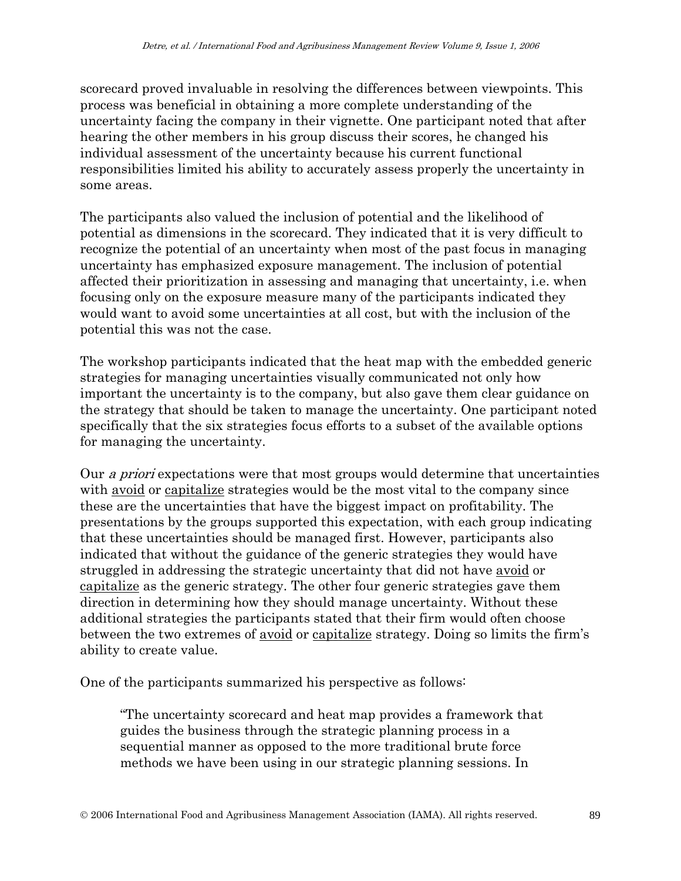scorecard proved invaluable in resolving the differences between viewpoints. This process was beneficial in obtaining a more complete understanding of the uncertainty facing the company in their vignette. One participant noted that after hearing the other members in his group discuss their scores, he changed his individual assessment of the uncertainty because his current functional responsibilities limited his ability to accurately assess properly the uncertainty in some areas.

The participants also valued the inclusion of potential and the likelihood of potential as dimensions in the scorecard. They indicated that it is very difficult to recognize the potential of an uncertainty when most of the past focus in managing uncertainty has emphasized exposure management. The inclusion of potential affected their prioritization in assessing and managing that uncertainty, i.e. when focusing only on the exposure measure many of the participants indicated they would want to avoid some uncertainties at all cost, but with the inclusion of the potential this was not the case.

The workshop participants indicated that the heat map with the embedded generic strategies for managing uncertainties visually communicated not only how important the uncertainty is to the company, but also gave them clear guidance on the strategy that should be taken to manage the uncertainty. One participant noted specifically that the six strategies focus efforts to a subset of the available options for managing the uncertainty.

Our *a priori* expectations were that most groups would determine that uncertainties with <u>avoid</u> or <u>capitalize</u> strategies would be the most vital to the company since these are the uncertainties that have the biggest impact on profitability. The presentations by the groups supported this expectation, with each group indicating that these uncertainties should be managed first. However, participants also indicated that without the guidance of the generic strategies they would have struggled in addressing the strategic uncertainty that did not have <u>avoid</u> or <u>capitalize</u> as the generic strategy. The other four generic strategies gave them direction in determining how they should manage uncertainty. Without these additional strategies the participants stated that their firm would often choose between the two extremes of <u>avoid</u> or <u>capitalize</u> strategy. Doing so limits the firm's ability to create value.

One of the participants summarized his perspective as follows:

> "The uncertainty scorecard and heat map provides a framework that guides the business through the strategic planning process in a sequential manner as opposed to the more traditional brute force methods we have been using in our strategic planning sessions. In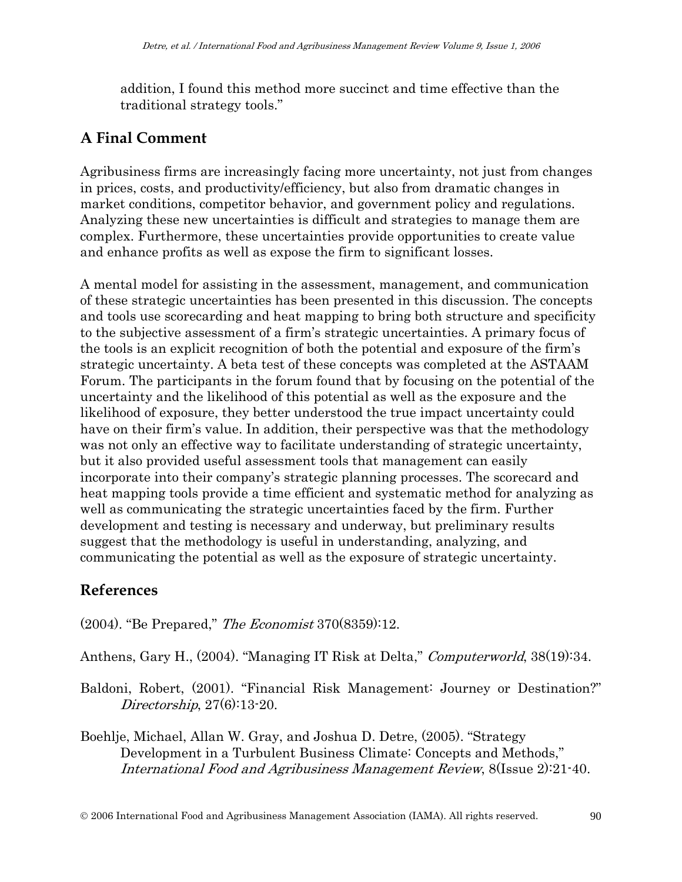addition, I found this method more succinct and time effective than the traditional strategy tools."

## A Final Comment

Agribusiness firms are increasingly facing more uncertainty, not just from changes in prices, costs, and productivity/efficiency, but also from dramatic changes in market conditions, competitor behavior, and government policy and regulations. Analyzing these new uncertainties is difficult and strategies to manage them are complex. Furthermore, these uncertainties provide opportunities to create value and enhance profits as well as expose the firm to significant losses.

A mental model for assisting in the assessment, management, and communication of these strategic uncertainties has been presented in this discussion. The concepts and tools use scorecarding and heat mapping to bring both structure and specificity to the subjective assessment of a firm's strategic uncertainties. A primary focus of the tools is an explicit recognition of both the potential and exposure of the firm's strategic uncertainty. A beta test of these concepts was completed at the ASTAAM Forum. The participants in the forum found that by focusing on the potential of the uncertainty and the likelihood of this potential as well as the exposure and the likelihood of exposure, they better understood the true impact uncertainty could have on their firm's value. In addition, their perspective was that the methodology was not only an effective way to facilitate understanding of strategic uncertainty, but it also provided useful assessment tools that management can easily incorporate into their company's strategic planning processes. The scorecard and heat mapping tools provide a time efficient and systematic method for analyzing as well as communicating the strategic uncertainties faced by the firm. Further development and testing is necessary and underway, but preliminary results suggest that the methodology is useful in understanding, analyzing, and communicating the potential as well as the exposure of strategic uncertainty.

## References

(2004). "Be Prepared," *The Economist* 370(8359):12.

Anthens, Gary H., (2004). "Managing IT Risk at Delta," *Computerworld*, 38(19):34.

Baldoni, Robert, (2001). "Financial Risk Management: Journey or Destination?" *Directorship*, 27(6):13-20.

Boehlje, Michael, Allan W. Gray, and Joshua D. Detre, (2005). "Strategy Development in a Turbulent Business Climate: Concepts and Methods," *International Food and Agribusiness Management Review*, 8(Issue 2):21-40.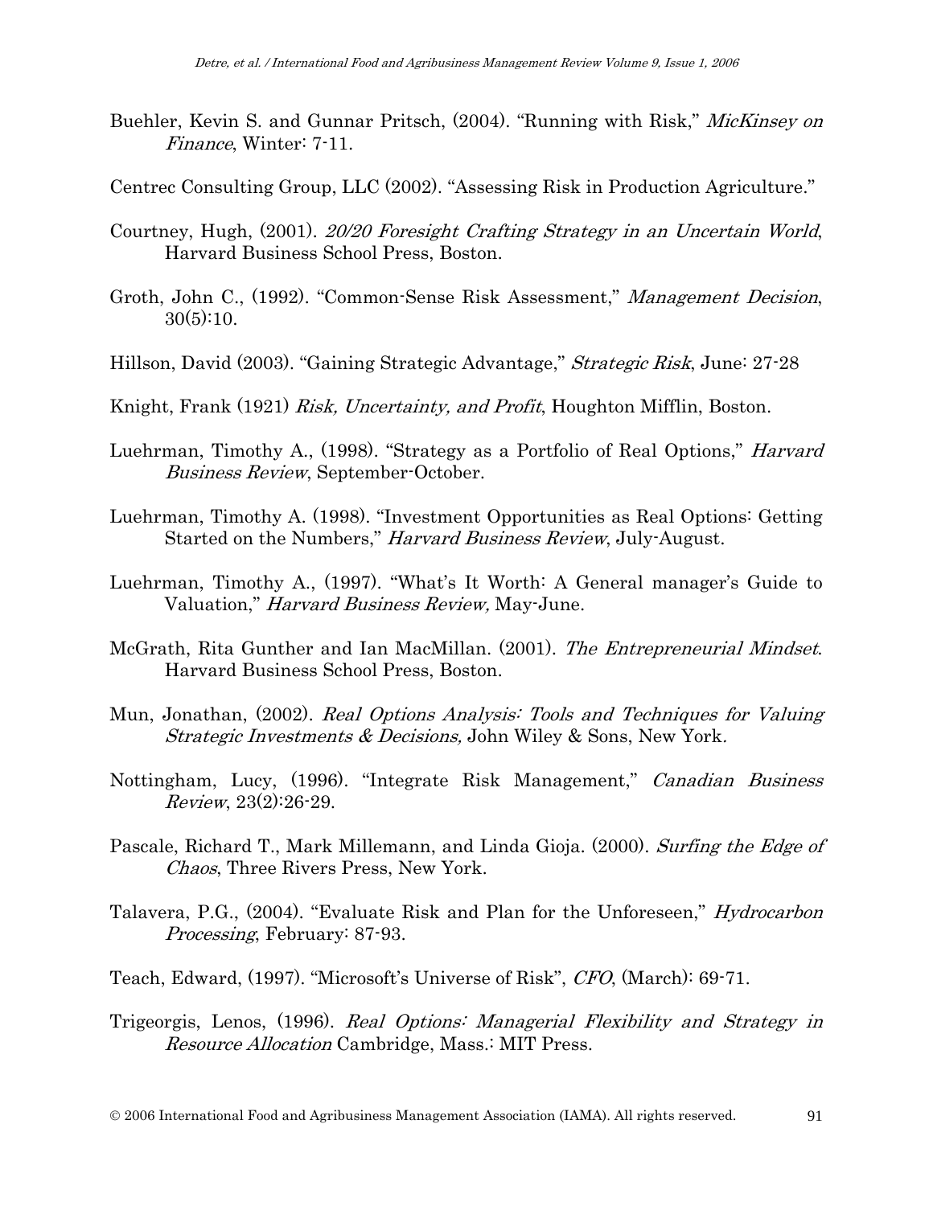Buehler, Kevin S. and Gunnar Pritsch, (2004). "Running with Risk," *MicKinsey on Finance*, Winter: 7-11.

Centrec Consulting Group, LLC (2002). "Assessing Risk in Production Agriculture."

Courtney, Hugh, (2001). *20/20 Foresight Crafting Strategy in an Uncertain World*, Harvard Business School Press, Boston.

Groth, John C., (1992). "Common-Sense Risk Assessment," *Management Decision*, 30(5):10.

Hillson, David (2003). "Gaining Strategic Advantage," *Strategic Risk*, June: 27-28

Knight, Frank (1921) *Risk, Uncertainty, and Profit*, Houghton Mifflin, Boston.

Luehrman, Timothy A., (1998). "Strategy as a Portfolio of Real Options," *Harvard Business Review*, September-October.

Luehrman, Timothy A. (1998). "Investment Opportunities as Real Options: Getting Started on the Numbers," *Harvard Business Review*, July-August.

Luehrman, Timothy A., (1997). "What's It Worth: A General manager's Guide to Valuation," *Harvard Business Review,* May-June.

McGrath, Rita Gunther and Ian MacMillan. (2001). *The Entrepreneurial Mindset*. Harvard Business School Press, Boston.

Mun, Jonathan, (2002). *Real Options Analysis: Tools and Techniques for Valuing Strategic Investments & Decisions,* John Wiley & Sons, New York.

Nottingham, Lucy, (1996). "Integrate Risk Management," *Canadian Business Review*, 23(2):26-29.

Pascale, Richard T., Mark Millemann, and Linda Gioja. (2000). *Surfing the Edge of Chaos*, Three Rivers Press, New York.

Talavera, P.G., (2004). "Evaluate Risk and Plan for the Unforeseen," *Hydrocarbon Processing*, February: 87-93.

Teach, Edward, (1997). "Microsoft's Universe of Risk", *CFO*, (March): 69-71.

Trigeorgis, Lenos, (1996). *Real Options: Managerial Flexibility and Strategy in Resource Allocation* Cambridge, Mass.: MIT Press.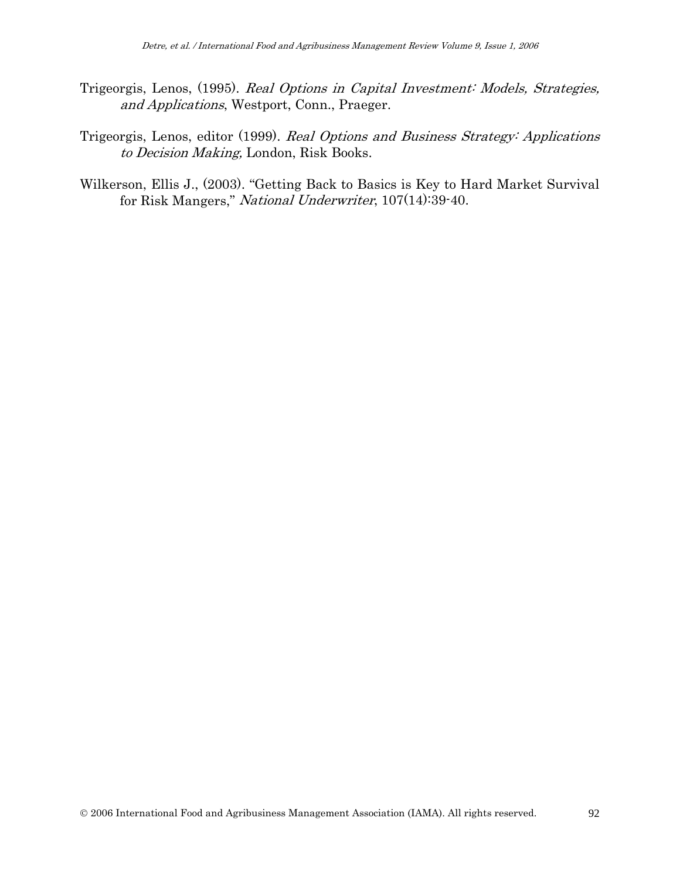Trigeorgis, Lenos, (1995). *Real Options in Capital Investment: Models, Strategies, and Applications*, Westport, Conn., Praeger.

Trigeorgis, Lenos, editor (1999). *Real Options and Business Strategy: Applications to Decision Making,* London, Risk Books.

Wilkerson, Ellis J., (2003). "Getting Back to Basics is Key to Hard Market Survival for Risk Mangers," *National Underwriter*, 107(14):39-40.